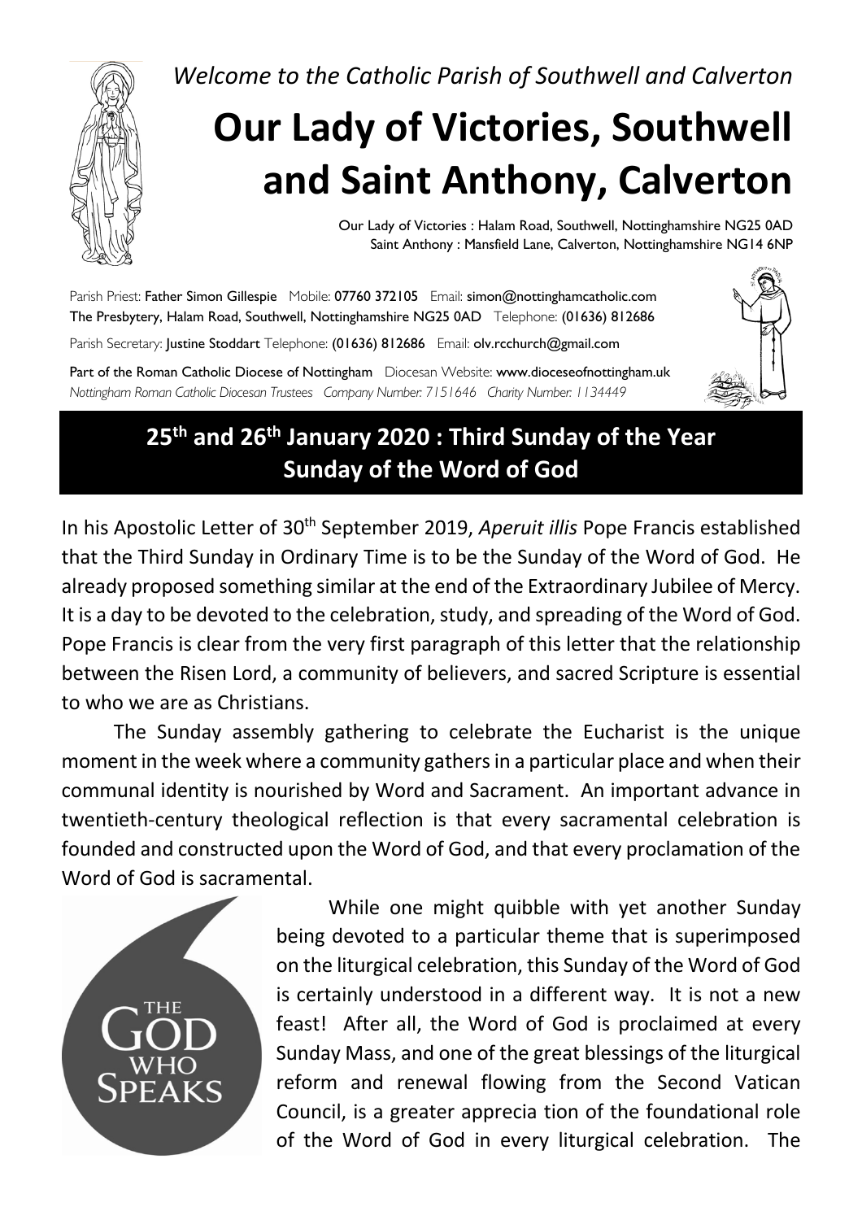*Welcome to the Catholic Parish of Southwell and Calverton*

# Our Lady of Victories, Southwell and Saint Anthony, Calverton

Our Lady of Victories : Halam Road, Southwell, Nottinghamshire NG25 0AD
Saint Anthony : Mansfield Lane, Calverton, Nottinghamshire NG14 6NP

Parish Priest: **Father Simon Gillespie** Mobile: **07760 372105** Email: **simon@nottinghamcatholic.com**
**The Presbytery, Halam Road, Southwell, Nottinghamshire NG25 0AD** Telephone: **(01636) 812686**

Parish Secretary: **Justine Stoddart** Telephone: **(01636) 812686** Email: **olv.rcchurch@gmail.com**

**Part of the Roman Catholic Diocese of Nottingham** Diocesan Website: **www.dioceseofnottingham.uk**
*Nottingham Roman Catholic Diocesan Trustees Company Number: 7151646 Charity Number: 1134449*

## 25th and 26th January 2020 : Third Sunday of the Year
## Sunday of the Word of God

In his Apostolic Letter of 30th September 2019, *Aperuit illis* Pope Francis established that the Third Sunday in Ordinary Time is to be the Sunday of the Word of God. He already proposed something similar at the end of the Extraordinary Jubilee of Mercy. It is a day to be devoted to the celebration, study, and spreading of the Word of God. Pope Francis is clear from the very first paragraph of this letter that the relationship between the Risen Lord, a community of believers, and sacred Scripture is essential to who we are as Christians.

The Sunday assembly gathering to celebrate the Eucharist is the unique moment in the week where a community gathers in a particular place and when their communal identity is nourished by Word and Sacrament. An important advance in twentieth-century theological reflection is that every sacramental celebration is founded and constructed upon the Word of God, and that every proclamation of the Word of God is sacramental.

THE GOD WHO SPEAKS

While one might quibble with yet another Sunday being devoted to a particular theme that is superimposed on the liturgical celebration, this Sunday of the Word of God is certainly understood in a different way. It is not a new feast! After all, the Word of God is proclaimed at every Sunday Mass, and one of the great blessings of the liturgical reform and renewal flowing from the Second Vatican Council, is a greater apprecia tion of the foundational role of the Word of God in every liturgical celebration. The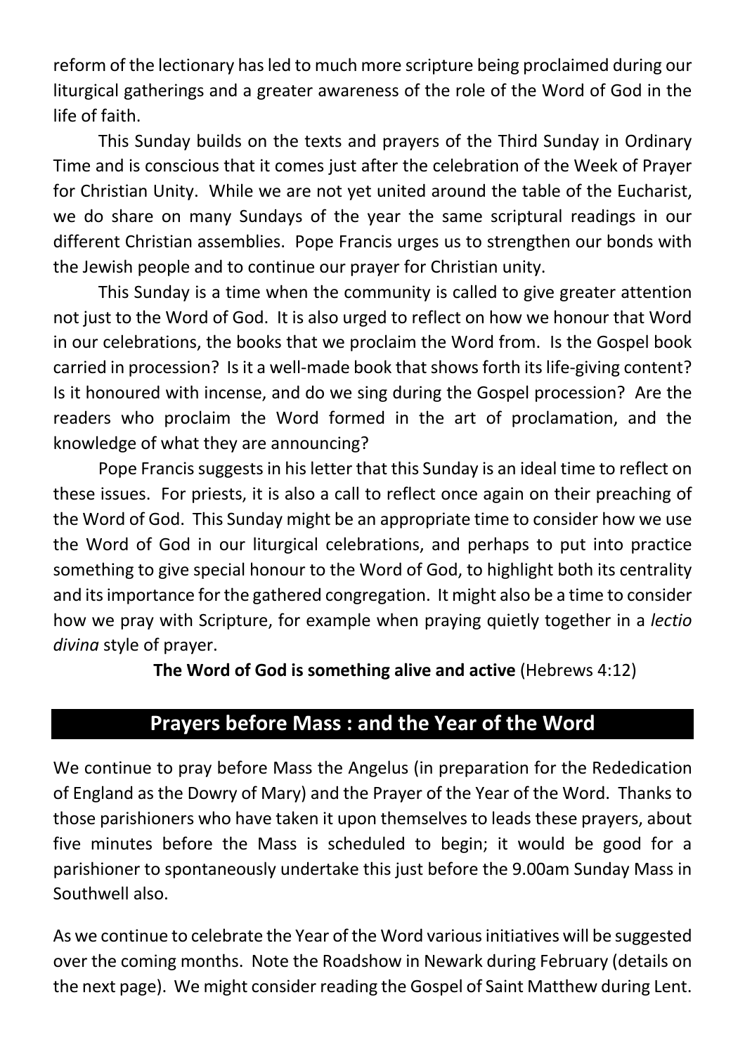reform of the lectionary has led to much more scripture being proclaimed during our liturgical gatherings and a greater awareness of the role of the Word of God in the life of faith.

This Sunday builds on the texts and prayers of the Third Sunday in Ordinary Time and is conscious that it comes just after the celebration of the Week of Prayer for Christian Unity. While we are not yet united around the table of the Eucharist, we do share on many Sundays of the year the same scriptural readings in our different Christian assemblies. Pope Francis urges us to strengthen our bonds with the Jewish people and to continue our prayer for Christian unity.

This Sunday is a time when the community is called to give greater attention not just to the Word of God. It is also urged to reflect on how we honour that Word in our celebrations, the books that we proclaim the Word from. Is the Gospel book carried in procession? Is it a well-made book that shows forth its life-giving content? Is it honoured with incense, and do we sing during the Gospel procession? Are the readers who proclaim the Word formed in the art of proclamation, and the knowledge of what they are announcing?

Pope Francis suggests in his letter that this Sunday is an ideal time to reflect on these issues. For priests, it is also a call to reflect once again on their preaching of the Word of God. This Sunday might be an appropriate time to consider how we use the Word of God in our liturgical celebrations, and perhaps to put into practice something to give special honour to the Word of God, to highlight both its centrality and its importance for the gathered congregation. It might also be a time to consider how we pray with Scripture, for example when praying quietly together in a *lectio divina* style of prayer.

**The Word of God is something alive and active** (Hebrews 4:12)

## Prayers before Mass : and the Year of the Word

We continue to pray before Mass the Angelus (in preparation for the Rededication of England as the Dowry of Mary) and the Prayer of the Year of the Word. Thanks to those parishioners who have taken it upon themselves to leads these prayers, about five minutes before the Mass is scheduled to begin; it would be good for a parishioner to spontaneously undertake this just before the 9.00am Sunday Mass in Southwell also.

As we continue to celebrate the Year of the Word various initiatives will be suggested over the coming months. Note the Roadshow in Newark during February (details on the next page). We might consider reading the Gospel of Saint Matthew during Lent.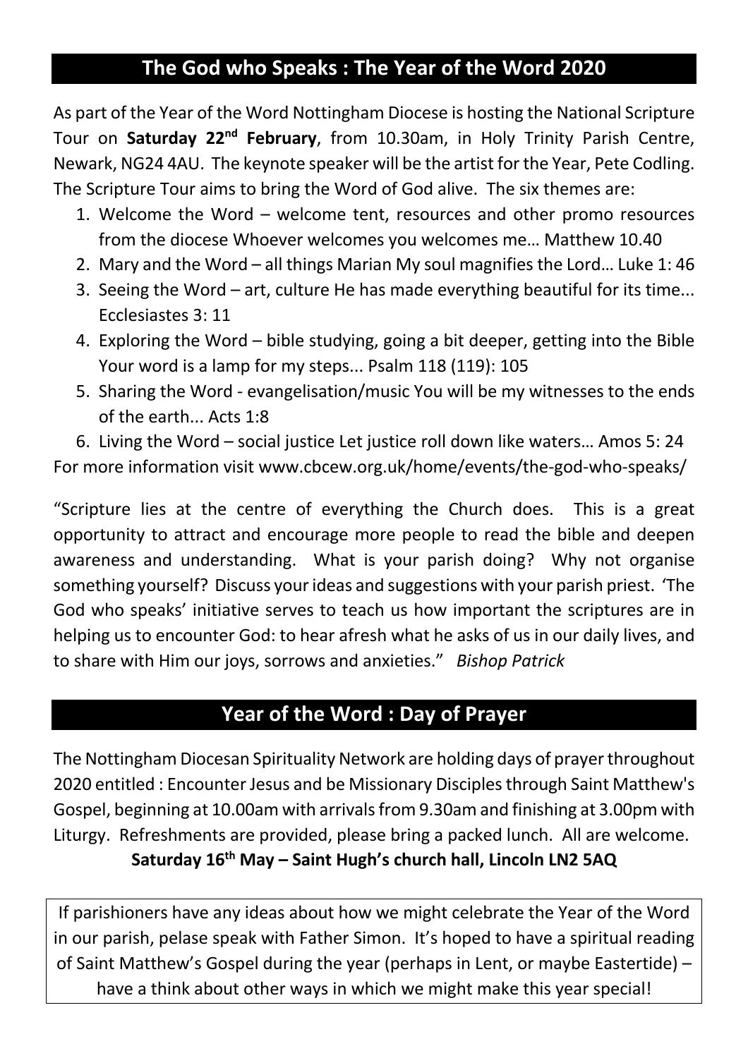## The God who Speaks : The Year of the Word 2020

As part of the Year of the Word Nottingham Diocese is hosting the National Scripture Tour on **Saturday 22nd February**, from 10.30am, in Holy Trinity Parish Centre, Newark, NG24 4AU. The keynote speaker will be the artist for the Year, Pete Codling. The Scripture Tour aims to bring the Word of God alive. The six themes are:

1. Welcome the Word – welcome tent, resources and other promo resources from the diocese Whoever welcomes you welcomes me… Matthew 10.40
2. Mary and the Word – all things Marian My soul magnifies the Lord… Luke 1: 46
3. Seeing the Word – art, culture He has made everything beautiful for its time... Ecclesiastes 3: 11
4. Exploring the Word – bible studying, going a bit deeper, getting into the Bible Your word is a lamp for my steps... Psalm 118 (119): 105
5. Sharing the Word - evangelisation/music You will be my witnesses to the ends of the earth... Acts 1:8
6. Living the Word – social justice Let justice roll down like waters… Amos 5: 24

For more information visit www.cbcew.org.uk/home/events/the-god-who-speaks/

"Scripture lies at the centre of everything the Church does. This is a great opportunity to attract and encourage more people to read the bible and deepen awareness and understanding. What is your parish doing? Why not organise something yourself? Discuss your ideas and suggestions with your parish priest. 'The God who speaks' initiative serves to teach us how important the scriptures are in helping us to encounter God: to hear afresh what he asks of us in our daily lives, and to share with Him our joys, sorrows and anxieties." *Bishop Patrick*

## Year of the Word : Day of Prayer

The Nottingham Diocesan Spirituality Network are holding days of prayer throughout 2020 entitled : Encounter Jesus and be Missionary Disciples through Saint Matthew's Gospel, beginning at 10.00am with arrivals from 9.30am and finishing at 3.00pm with Liturgy. Refreshments are provided, please bring a packed lunch. All are welcome.

**Saturday 16th May – Saint Hugh's church hall, Lincoln LN2 5AQ**

If parishioners have any ideas about how we might celebrate the Year of the Word in our parish, pelase speak with Father Simon. It's hoped to have a spiritual reading of Saint Matthew's Gospel during the year (perhaps in Lent, or maybe Eastertide) – have a think about other ways in which we might make this year special!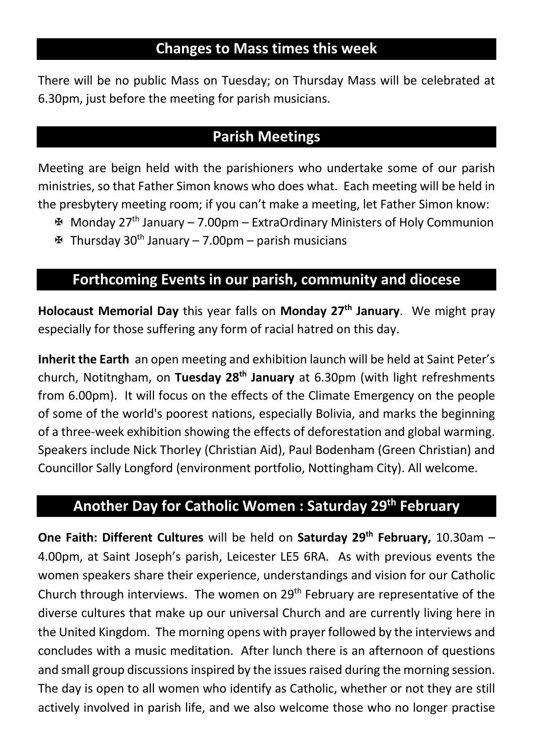## Changes to Mass times this week

There will be no public Mass on Tuesday; on Thursday Mass will be celebrated at 6.30pm, just before the meeting for parish musicians.

## Parish Meetings

Meeting are beign held with the parishioners who undertake some of our parish ministries, so that Father Simon knows who does what. Each meeting will be held in the presbytery meeting room; if you can't make a meeting, let Father Simon know:

- ✠ Monday 27th January – 7.00pm – ExtraOrdinary Ministers of Holy Communion
- ✠ Thursday 30th January – 7.00pm – parish musicians

## Forthcoming Events in our parish, community and diocese

**Holocaust Memorial Day** this year falls on **Monday 27th January**. We might pray especially for those suffering any form of racial hatred on this day.

**Inherit the Earth** an open meeting and exhibition launch will be held at Saint Peter's church, Notitngham, on **Tuesday 28th January** at 6.30pm (with light refreshments from 6.00pm). It will focus on the effects of the Climate Emergency on the people of some of the world's poorest nations, especially Bolivia, and marks the beginning of a three-week exhibition showing the effects of deforestation and global warming. Speakers include Nick Thorley (Christian Aid), Paul Bodenham (Green Christian) and Councillor Sally Longford (environment portfolio, Nottingham City). All welcome.

## Another Day for Catholic Women : Saturday 29th February

**One Faith: Different Cultures** will be held on **Saturday 29th February,** 10.30am – 4.00pm, at Saint Joseph's parish, Leicester LE5 6RA. As with previous events the women speakers share their experience, understandings and vision for our Catholic Church through interviews. The women on 29th February are representative of the diverse cultures that make up our universal Church and are currently living here in the United Kingdom. The morning opens with prayer followed by the interviews and concludes with a music meditation. After lunch there is an afternoon of questions and small group discussions inspired by the issues raised during the morning session. The day is open to all women who identify as Catholic, whether or not they are still actively involved in parish life, and we also welcome those who no longer practise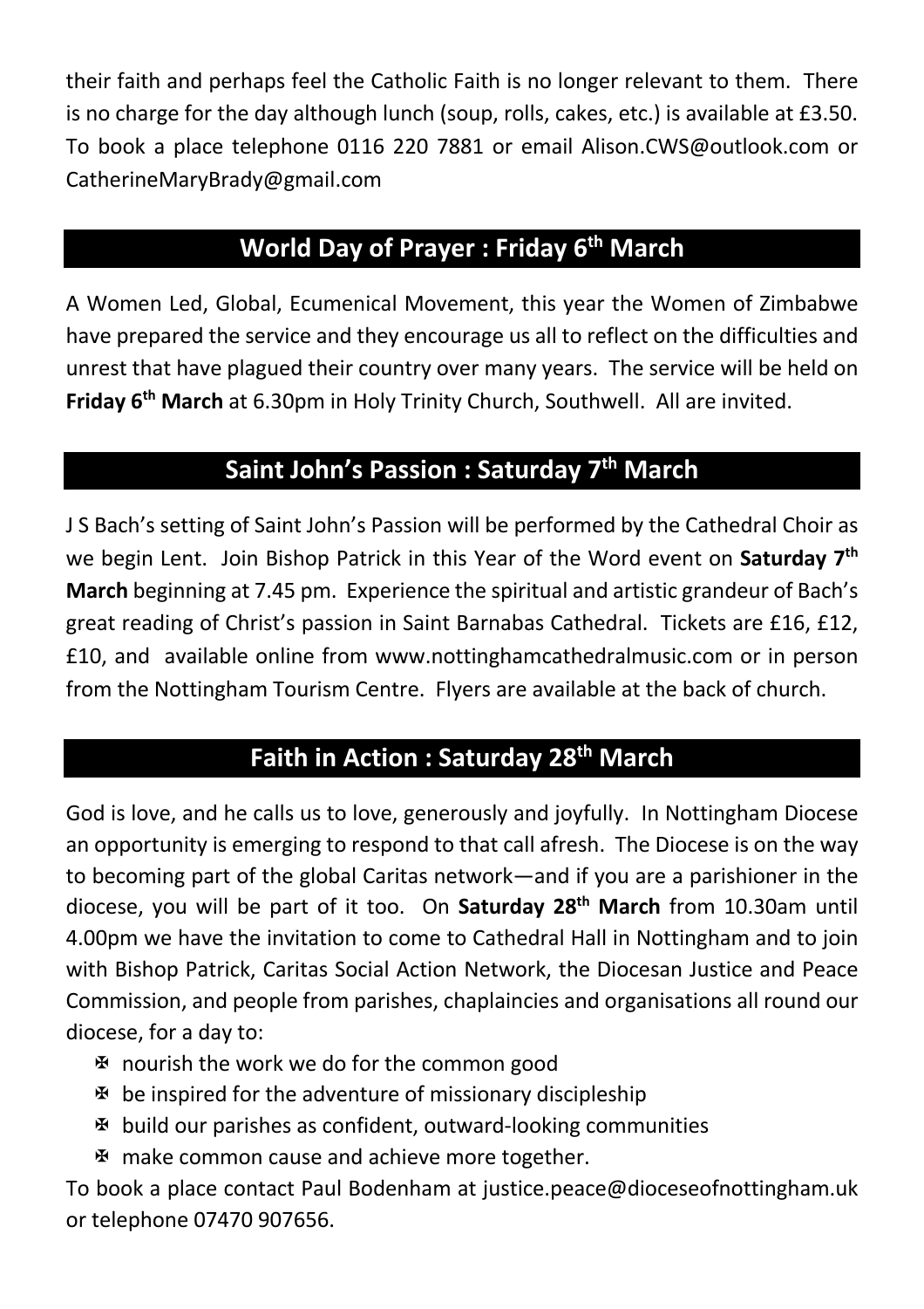their faith and perhaps feel the Catholic Faith is no longer relevant to them. There is no charge for the day although lunch (soup, rolls, cakes, etc.) is available at £3.50. To book a place telephone 0116 220 7881 or email Alison.CWS@outlook.com or CatherineMaryBrady@gmail.com

## World Day of Prayer : Friday 6th March

A Women Led, Global, Ecumenical Movement, this year the Women of Zimbabwe have prepared the service and they encourage us all to reflect on the difficulties and unrest that have plagued their country over many years. The service will be held on **Friday 6th March** at 6.30pm in Holy Trinity Church, Southwell. All are invited.

## Saint John's Passion : Saturday 7th March

J S Bach's setting of Saint John's Passion will be performed by the Cathedral Choir as we begin Lent. Join Bishop Patrick in this Year of the Word event on **Saturday 7th March** beginning at 7.45 pm. Experience the spiritual and artistic grandeur of Bach's great reading of Christ's passion in Saint Barnabas Cathedral. Tickets are £16, £12, £10, and available online from www.nottinghamcathedralmusic.com or in person from the Nottingham Tourism Centre. Flyers are available at the back of church.

## Faith in Action : Saturday 28th March

God is love, and he calls us to love, generously and joyfully. In Nottingham Diocese an opportunity is emerging to respond to that call afresh. The Diocese is on the way to becoming part of the global Caritas network—and if you are a parishioner in the diocese, you will be part of it too. On **Saturday 28th March** from 10.30am until 4.00pm we have the invitation to come to Cathedral Hall in Nottingham and to join with Bishop Patrick, Caritas Social Action Network, the Diocesan Justice and Peace Commission, and people from parishes, chaplaincies and organisations all round our diocese, for a day to:

- ✠ nourish the work we do for the common good
- ✠ be inspired for the adventure of missionary discipleship
- ✠ build our parishes as confident, outward-looking communities
- ✠ make common cause and achieve more together.

To book a place contact Paul Bodenham at justice.peace@dioceseofnottingham.uk or telephone 07470 907656.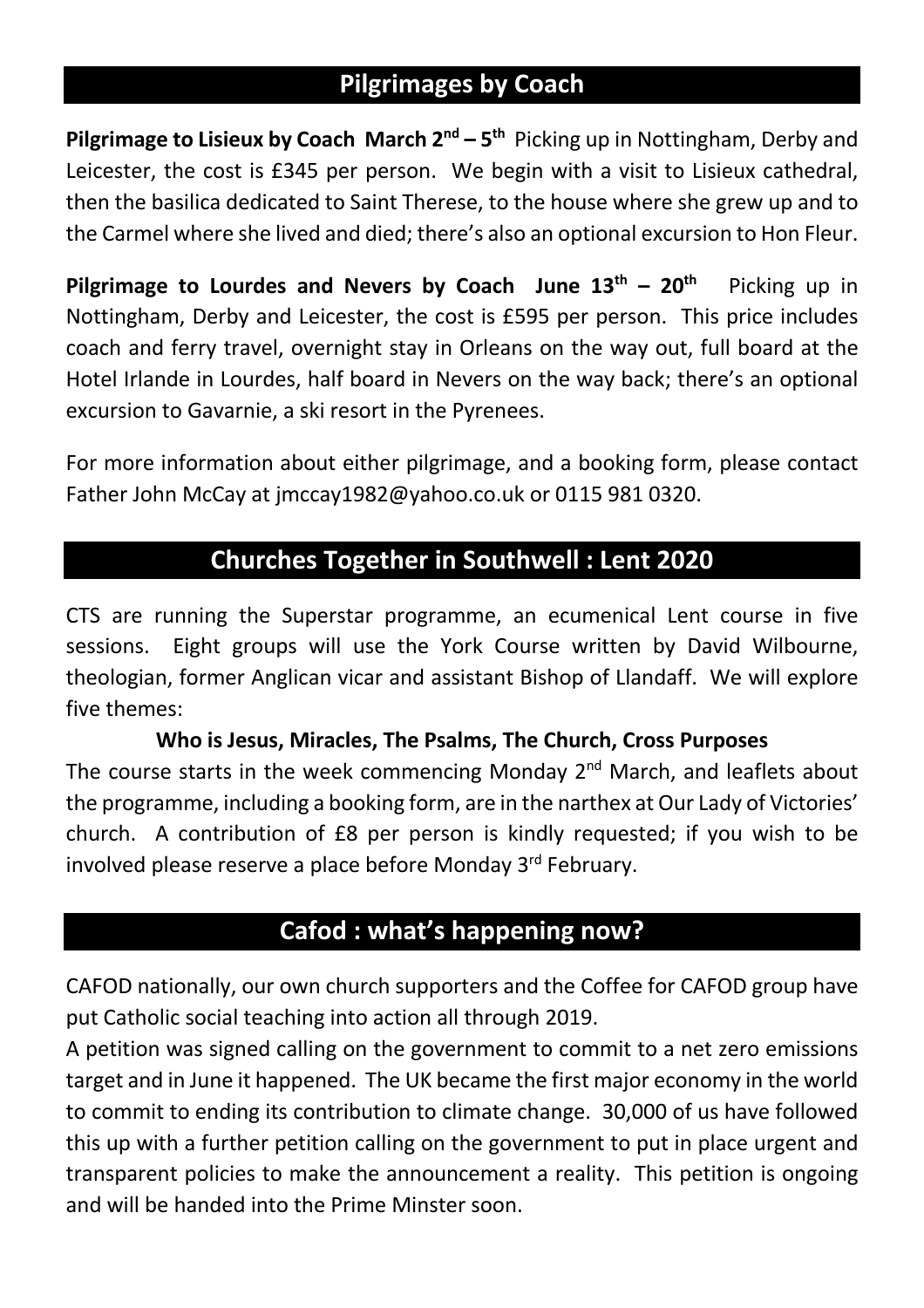## Pilgrimages by Coach

**Pilgrimage to Lisieux by Coach March 2nd – 5th** Picking up in Nottingham, Derby and Leicester, the cost is £345 per person. We begin with a visit to Lisieux cathedral, then the basilica dedicated to Saint Therese, to the house where she grew up and to the Carmel where she lived and died; there's also an optional excursion to Hon Fleur.

**Pilgrimage to Lourdes and Nevers by Coach June 13th – 20th** Picking up in Nottingham, Derby and Leicester, the cost is £595 per person. This price includes coach and ferry travel, overnight stay in Orleans on the way out, full board at the Hotel Irlande in Lourdes, half board in Nevers on the way back; there's an optional excursion to Gavarnie, a ski resort in the Pyrenees.

For more information about either pilgrimage, and a booking form, please contact Father John McCay at jmccay1982@yahoo.co.uk or 0115 981 0320.

## Churches Together in Southwell : Lent 2020

CTS are running the Superstar programme, an ecumenical Lent course in five sessions. Eight groups will use the York Course written by David Wilbourne, theologian, former Anglican vicar and assistant Bishop of Llandaff. We will explore five themes:

**Who is Jesus, Miracles, The Psalms, The Church, Cross Purposes**

The course starts in the week commencing Monday 2nd March, and leaflets about the programme, including a booking form, are in the narthex at Our Lady of Victories' church. A contribution of £8 per person is kindly requested; if you wish to be involved please reserve a place before Monday 3rd February.

## Cafod : what's happening now?

CAFOD nationally, our own church supporters and the Coffee for CAFOD group have put Catholic social teaching into action all through 2019.

A petition was signed calling on the government to commit to a net zero emissions target and in June it happened. The UK became the first major economy in the world to commit to ending its contribution to climate change. 30,000 of us have followed this up with a further petition calling on the government to put in place urgent and transparent policies to make the announcement a reality. This petition is ongoing and will be handed into the Prime Minster soon.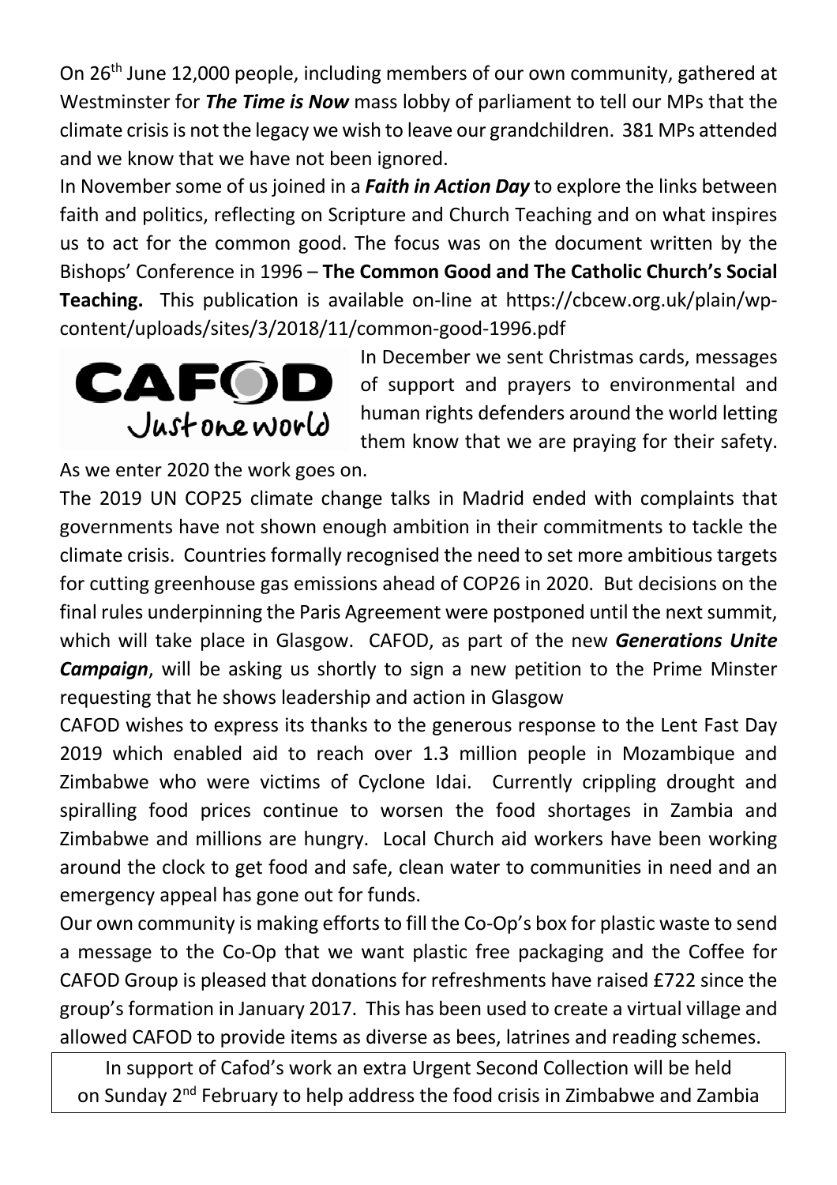On 26th June 12,000 people, including members of our own community, gathered at Westminster for ***The Time is Now*** mass lobby of parliament to tell our MPs that the climate crisis is not the legacy we wish to leave our grandchildren. 381 MPs attended and we know that we have not been ignored.

In November some of us joined in a ***Faith in Action Day*** to explore the links between faith and politics, reflecting on Scripture and Church Teaching and on what inspires us to act for the common good. The focus was on the document written by the Bishops' Conference in 1996 – **The Common Good and The Catholic Church's Social Teaching.** This publication is available on-line at https://cbcew.org.uk/plain/wp-content/uploads/sites/3/2018/11/common-good-1996.pdf

CAFOD Just one world

In December we sent Christmas cards, messages of support and prayers to environmental and human rights defenders around the world letting them know that we are praying for their safety.

As we enter 2020 the work goes on.

The 2019 UN COP25 climate change talks in Madrid ended with complaints that governments have not shown enough ambition in their commitments to tackle the climate crisis. Countries formally recognised the need to set more ambitious targets for cutting greenhouse gas emissions ahead of COP26 in 2020. But decisions on the final rules underpinning the Paris Agreement were postponed until the next summit, which will take place in Glasgow. CAFOD, as part of the new ***Generations Unite Campaign***, will be asking us shortly to sign a new petition to the Prime Minster requesting that he shows leadership and action in Glasgow

CAFOD wishes to express its thanks to the generous response to the Lent Fast Day 2019 which enabled aid to reach over 1.3 million people in Mozambique and Zimbabwe who were victims of Cyclone Idai. Currently crippling drought and spiralling food prices continue to worsen the food shortages in Zambia and Zimbabwe and millions are hungry. Local Church aid workers have been working around the clock to get food and safe, clean water to communities in need and an emergency appeal has gone out for funds.

Our own community is making efforts to fill the Co-Op's box for plastic waste to send a message to the Co-Op that we want plastic free packaging and the Coffee for CAFOD Group is pleased that donations for refreshments have raised £722 since the group's formation in January 2017. This has been used to create a virtual village and allowed CAFOD to provide items as diverse as bees, latrines and reading schemes.

In support of Cafod's work an extra Urgent Second Collection will be held on Sunday 2nd February to help address the food crisis in Zimbabwe and Zambia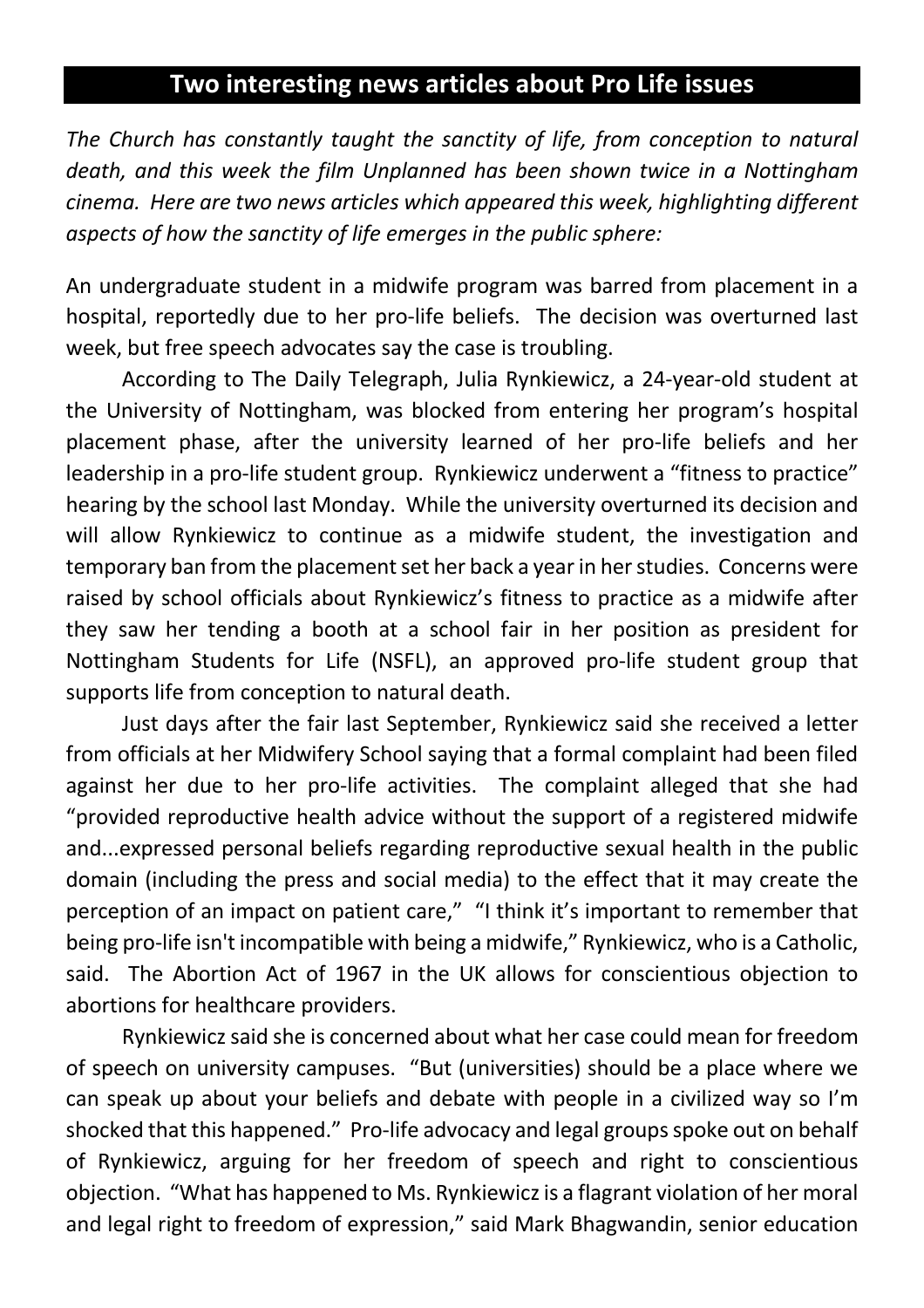## Two interesting news articles about Pro Life issues

*The Church has constantly taught the sanctity of life, from conception to natural death, and this week the film Unplanned has been shown twice in a Nottingham cinema. Here are two news articles which appeared this week, highlighting different aspects of how the sanctity of life emerges in the public sphere:*

An undergraduate student in a midwife program was barred from placement in a hospital, reportedly due to her pro-life beliefs. The decision was overturned last week, but free speech advocates say the case is troubling.

According to The Daily Telegraph, Julia Rynkiewicz, a 24-year-old student at the University of Nottingham, was blocked from entering her program's hospital placement phase, after the university learned of her pro-life beliefs and her leadership in a pro-life student group. Rynkiewicz underwent a "fitness to practice" hearing by the school last Monday. While the university overturned its decision and will allow Rynkiewicz to continue as a midwife student, the investigation and temporary ban from the placement set her back a year in her studies. Concerns were raised by school officials about Rynkiewicz's fitness to practice as a midwife after they saw her tending a booth at a school fair in her position as president for Nottingham Students for Life (NSFL), an approved pro-life student group that supports life from conception to natural death.

Just days after the fair last September, Rynkiewicz said she received a letter from officials at her Midwifery School saying that a formal complaint had been filed against her due to her pro-life activities. The complaint alleged that she had "provided reproductive health advice without the support of a registered midwife and...expressed personal beliefs regarding reproductive sexual health in the public domain (including the press and social media) to the effect that it may create the perception of an impact on patient care," "I think it's important to remember that being pro-life isn't incompatible with being a midwife," Rynkiewicz, who is a Catholic, said. The Abortion Act of 1967 in the UK allows for conscientious objection to abortions for healthcare providers.

Rynkiewicz said she is concerned about what her case could mean for freedom of speech on university campuses. "But (universities) should be a place where we can speak up about your beliefs and debate with people in a civilized way so I'm shocked that this happened." Pro-life advocacy and legal groups spoke out on behalf of Rynkiewicz, arguing for her freedom of speech and right to conscientious objection. "What has happened to Ms. Rynkiewicz is a flagrant violation of her moral and legal right to freedom of expression," said Mark Bhagwandin, senior education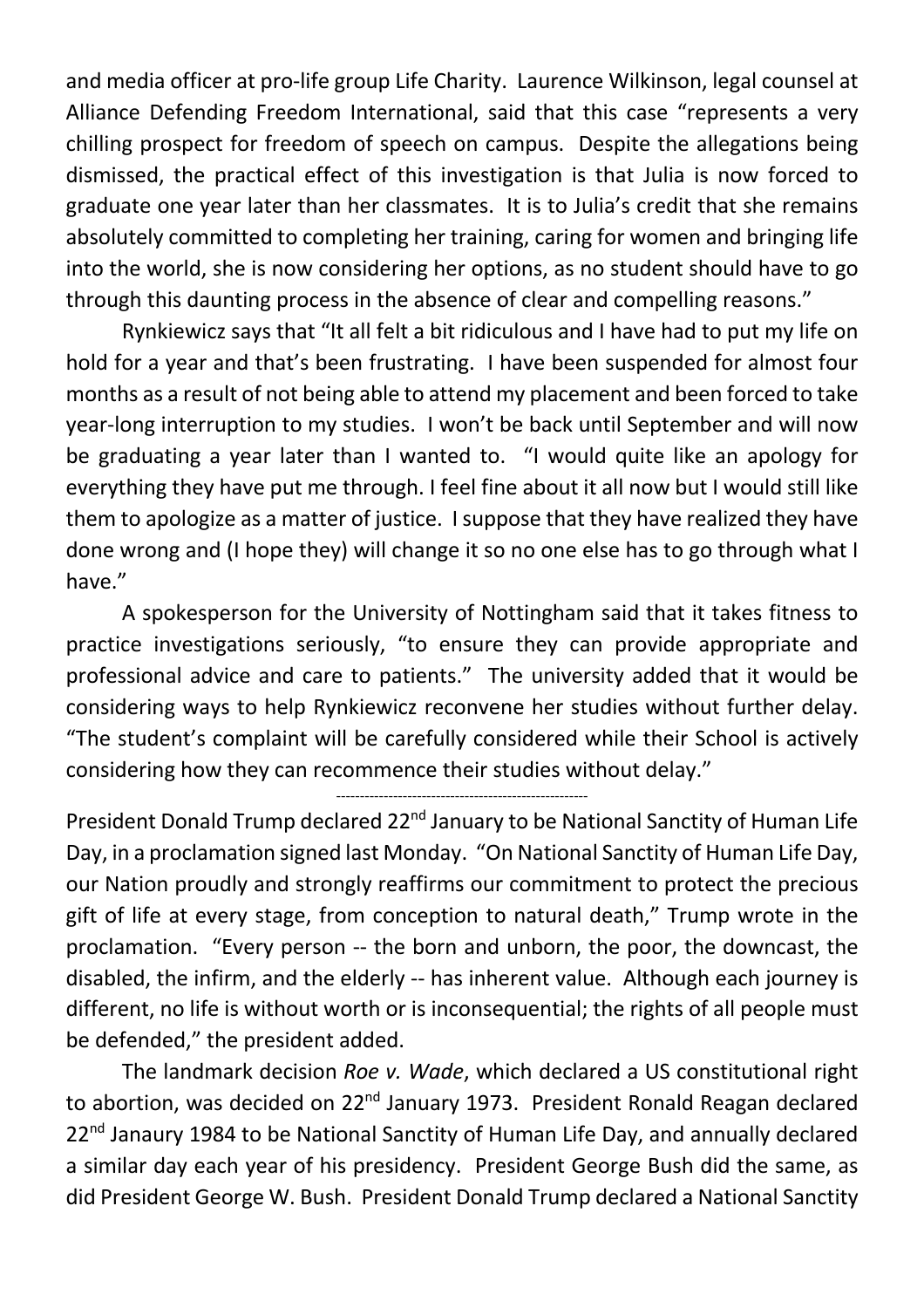and media officer at pro-life group Life Charity. Laurence Wilkinson, legal counsel at Alliance Defending Freedom International, said that this case "represents a very chilling prospect for freedom of speech on campus. Despite the allegations being dismissed, the practical effect of this investigation is that Julia is now forced to graduate one year later than her classmates. It is to Julia's credit that she remains absolutely committed to completing her training, caring for women and bringing life into the world, she is now considering her options, as no student should have to go through this daunting process in the absence of clear and compelling reasons."

Rynkiewicz says that "It all felt a bit ridiculous and I have had to put my life on hold for a year and that's been frustrating. I have been suspended for almost four months as a result of not being able to attend my placement and been forced to take year-long interruption to my studies. I won't be back until September and will now be graduating a year later than I wanted to. "I would quite like an apology for everything they have put me through. I feel fine about it all now but I would still like them to apologize as a matter of justice. I suppose that they have realized they have done wrong and (I hope they) will change it so no one else has to go through what I have."

A spokesperson for the University of Nottingham said that it takes fitness to practice investigations seriously, "to ensure they can provide appropriate and professional advice and care to patients." The university added that it would be considering ways to help Rynkiewicz reconvene her studies without further delay. "The student's complaint will be carefully considered while their School is actively considering how they can recommence their studies without delay."

---

President Donald Trump declared 22nd January to be National Sanctity of Human Life Day, in a proclamation signed last Monday. "On National Sanctity of Human Life Day, our Nation proudly and strongly reaffirms our commitment to protect the precious gift of life at every stage, from conception to natural death," Trump wrote in the proclamation. "Every person -- the born and unborn, the poor, the downcast, the disabled, the infirm, and the elderly -- has inherent value. Although each journey is different, no life is without worth or is inconsequential; the rights of all people must be defended," the president added.

The landmark decision *Roe v. Wade*, which declared a US constitutional right to abortion, was decided on 22nd January 1973. President Ronald Reagan declared 22nd Janaury 1984 to be National Sanctity of Human Life Day, and annually declared a similar day each year of his presidency. President George Bush did the same, as did President George W. Bush. President Donald Trump declared a National Sanctity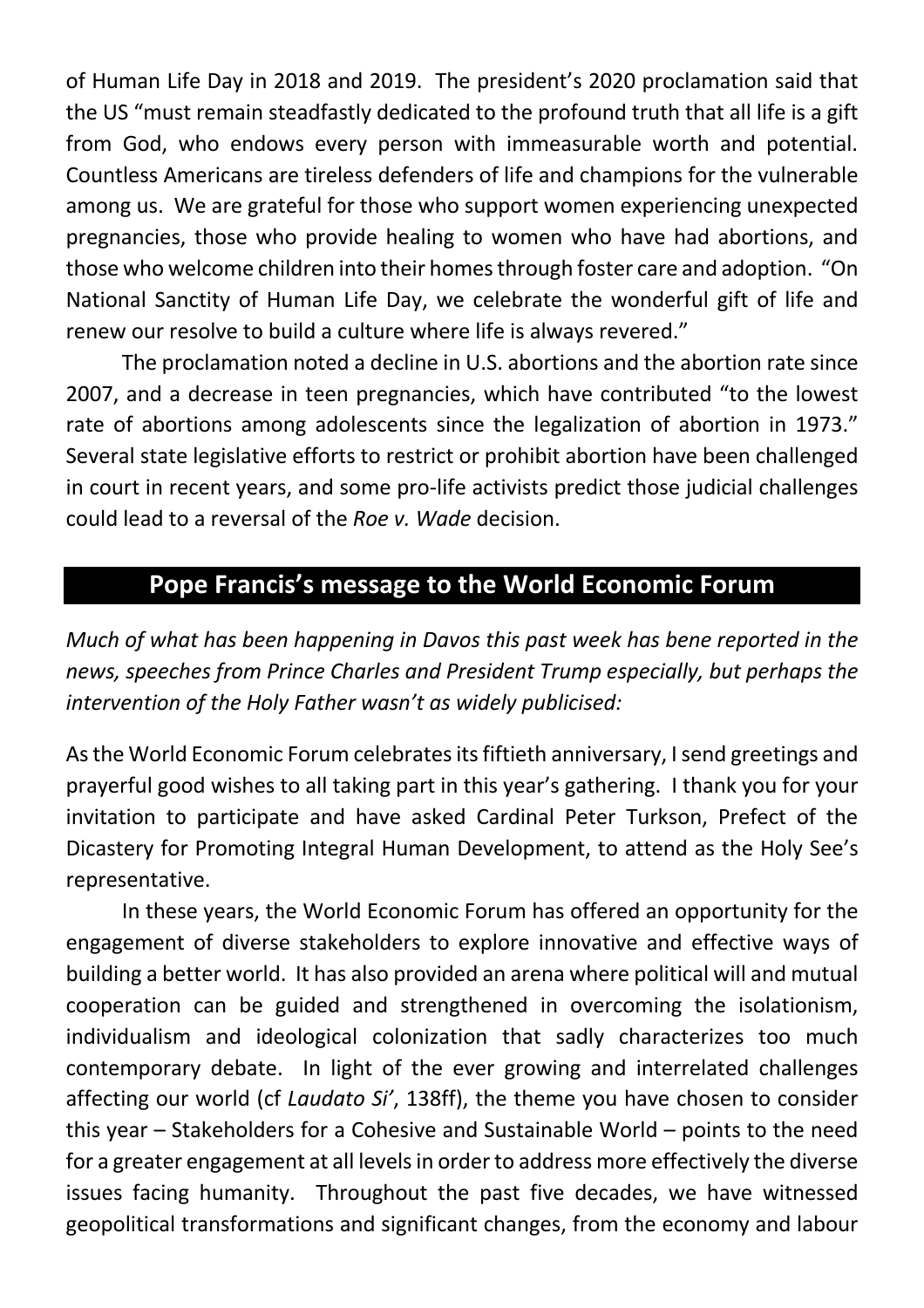of Human Life Day in 2018 and 2019. The president's 2020 proclamation said that the US "must remain steadfastly dedicated to the profound truth that all life is a gift from God, who endows every person with immeasurable worth and potential. Countless Americans are tireless defenders of life and champions for the vulnerable among us. We are grateful for those who support women experiencing unexpected pregnancies, those who provide healing to women who have had abortions, and those who welcome children into their homes through foster care and adoption. "On National Sanctity of Human Life Day, we celebrate the wonderful gift of life and renew our resolve to build a culture where life is always revered."

The proclamation noted a decline in U.S. abortions and the abortion rate since 2007, and a decrease in teen pregnancies, which have contributed "to the lowest rate of abortions among adolescents since the legalization of abortion in 1973." Several state legislative efforts to restrict or prohibit abortion have been challenged in court in recent years, and some pro-life activists predict those judicial challenges could lead to a reversal of the *Roe v. Wade* decision.

## Pope Francis's message to the World Economic Forum

*Much of what has been happening in Davos this past week has bene reported in the news, speeches from Prince Charles and President Trump especially, but perhaps the intervention of the Holy Father wasn't as widely publicised:*

As the World Economic Forum celebrates its fiftieth anniversary, I send greetings and prayerful good wishes to all taking part in this year's gathering. I thank you for your invitation to participate and have asked Cardinal Peter Turkson, Prefect of the Dicastery for Promoting Integral Human Development, to attend as the Holy See's representative.

In these years, the World Economic Forum has offered an opportunity for the engagement of diverse stakeholders to explore innovative and effective ways of building a better world. It has also provided an arena where political will and mutual cooperation can be guided and strengthened in overcoming the isolationism, individualism and ideological colonization that sadly characterizes too much contemporary debate. In light of the ever growing and interrelated challenges affecting our world (cf *Laudato Si'*, 138ff), the theme you have chosen to consider this year – Stakeholders for a Cohesive and Sustainable World – points to the need for a greater engagement at all levels in order to address more effectively the diverse issues facing humanity. Throughout the past five decades, we have witnessed geopolitical transformations and significant changes, from the economy and labour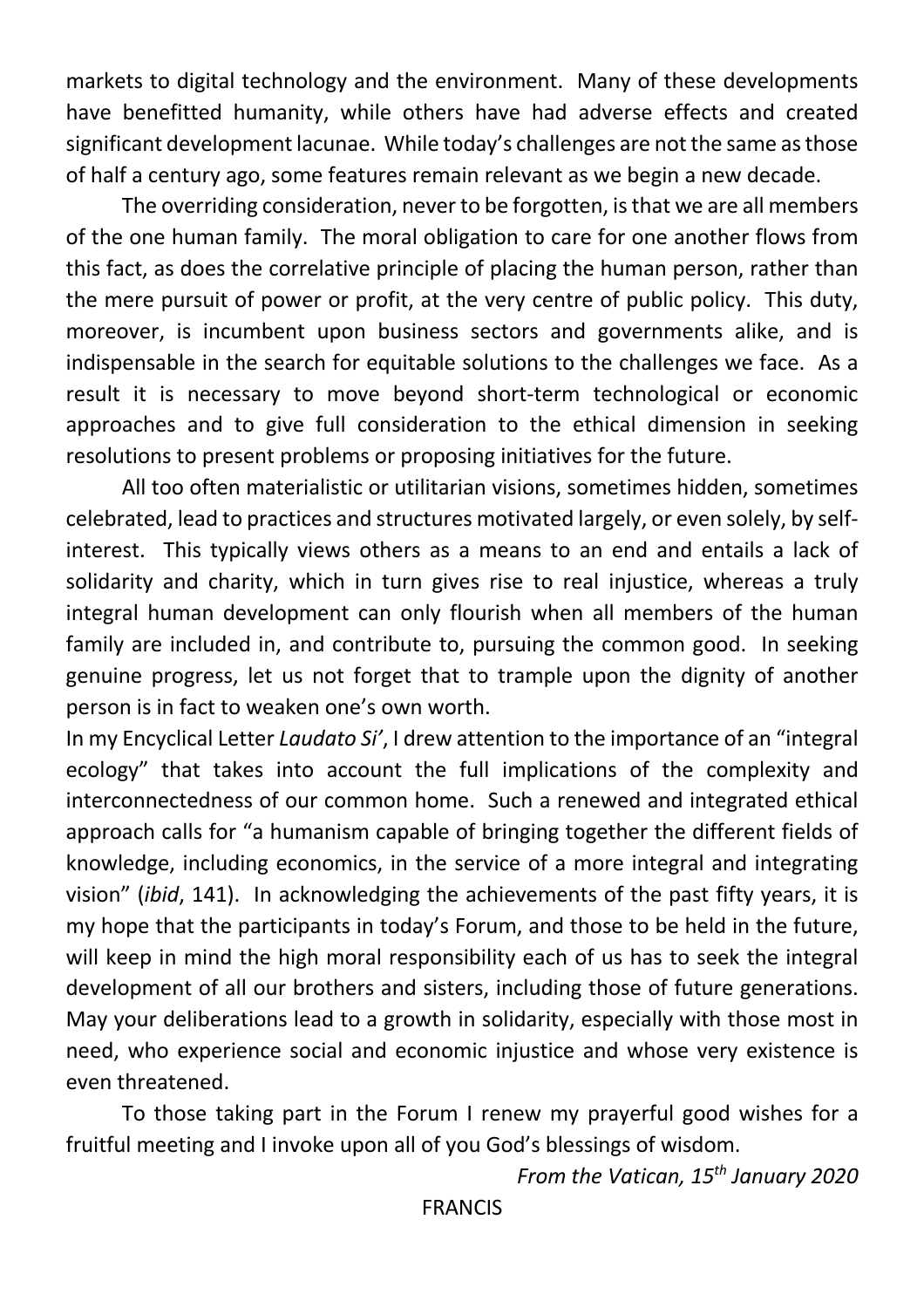markets to digital technology and the environment. Many of these developments have benefitted humanity, while others have had adverse effects and created significant development lacunae. While today's challenges are not the same as those of half a century ago, some features remain relevant as we begin a new decade.

The overriding consideration, never to be forgotten, is that we are all members of the one human family. The moral obligation to care for one another flows from this fact, as does the correlative principle of placing the human person, rather than the mere pursuit of power or profit, at the very centre of public policy. This duty, moreover, is incumbent upon business sectors and governments alike, and is indispensable in the search for equitable solutions to the challenges we face. As a result it is necessary to move beyond short-term technological or economic approaches and to give full consideration to the ethical dimension in seeking resolutions to present problems or proposing initiatives for the future.

All too often materialistic or utilitarian visions, sometimes hidden, sometimes celebrated, lead to practices and structures motivated largely, or even solely, by self-interest. This typically views others as a means to an end and entails a lack of solidarity and charity, which in turn gives rise to real injustice, whereas a truly integral human development can only flourish when all members of the human family are included in, and contribute to, pursuing the common good. In seeking genuine progress, let us not forget that to trample upon the dignity of another person is in fact to weaken one's own worth.

In my Encyclical Letter *Laudato Si'*, I drew attention to the importance of an "integral ecology" that takes into account the full implications of the complexity and interconnectedness of our common home. Such a renewed and integrated ethical approach calls for "a humanism capable of bringing together the different fields of knowledge, including economics, in the service of a more integral and integrating vision" (*ibid*, 141). In acknowledging the achievements of the past fifty years, it is my hope that the participants in today's Forum, and those to be held in the future, will keep in mind the high moral responsibility each of us has to seek the integral development of all our brothers and sisters, including those of future generations. May your deliberations lead to a growth in solidarity, especially with those most in need, who experience social and economic injustice and whose very existence is even threatened.

To those taking part in the Forum I renew my prayerful good wishes for a fruitful meeting and I invoke upon all of you God's blessings of wisdom.

*From the Vatican, 15th January 2020*

FRANCIS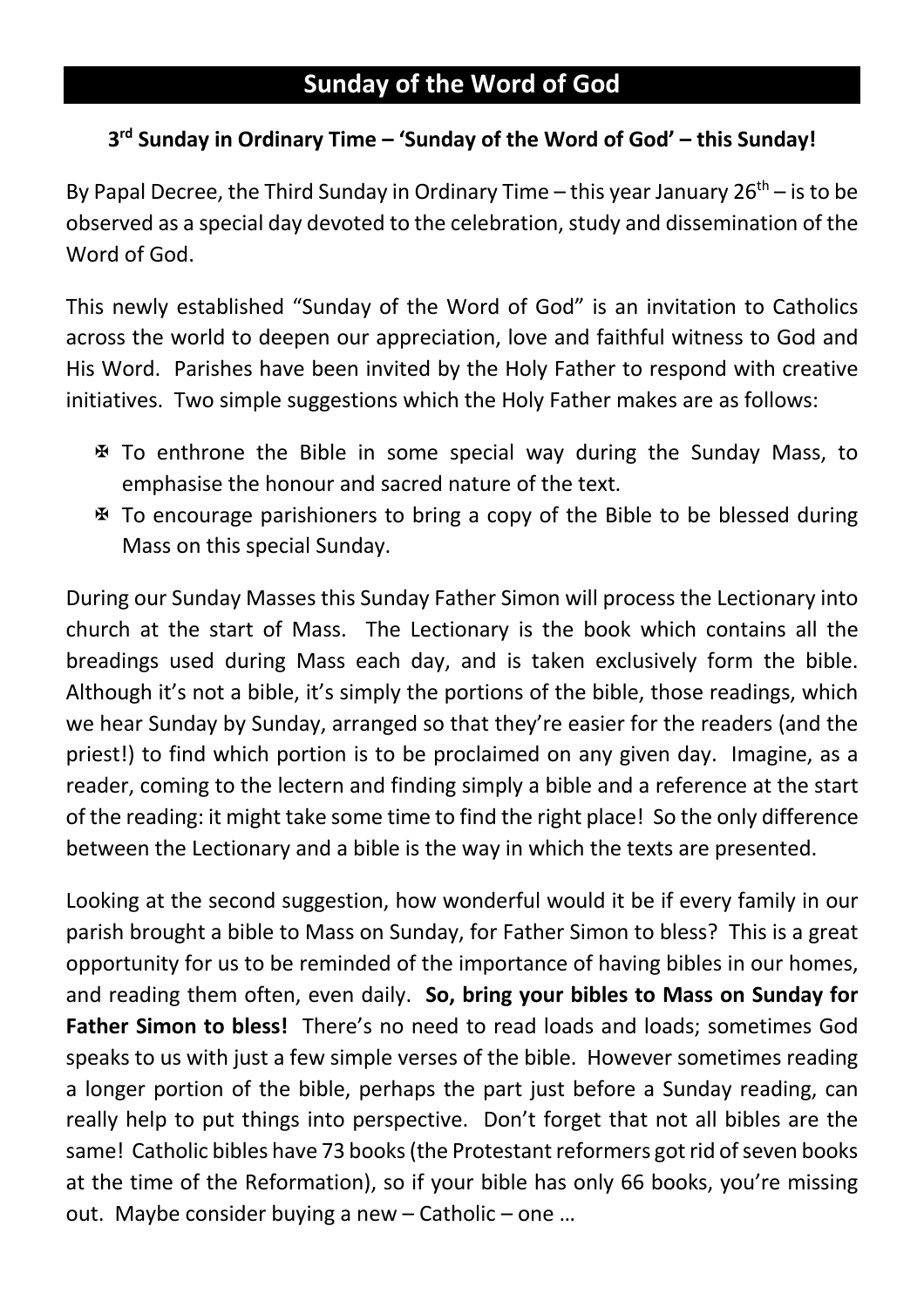## Sunday of the Word of God

**3rd Sunday in Ordinary Time – 'Sunday of the Word of God' – this Sunday!**

By Papal Decree, the Third Sunday in Ordinary Time – this year January 26th – is to be observed as a special day devoted to the celebration, study and dissemination of the Word of God.

This newly established "Sunday of the Word of God" is an invitation to Catholics across the world to deepen our appreciation, love and faithful witness to God and His Word. Parishes have been invited by the Holy Father to respond with creative initiatives. Two simple suggestions which the Holy Father makes are as follows:

- ✠ To enthrone the Bible in some special way during the Sunday Mass, to emphasise the honour and sacred nature of the text.
- ✠ To encourage parishioners to bring a copy of the Bible to be blessed during Mass on this special Sunday.

During our Sunday Masses this Sunday Father Simon will process the Lectionary into church at the start of Mass. The Lectionary is the book which contains all the breadings used during Mass each day, and is taken exclusively form the bible. Although it's not a bible, it's simply the portions of the bible, those readings, which we hear Sunday by Sunday, arranged so that they're easier for the readers (and the priest!) to find which portion is to be proclaimed on any given day. Imagine, as a reader, coming to the lectern and finding simply a bible and a reference at the start of the reading: it might take some time to find the right place! So the only difference between the Lectionary and a bible is the way in which the texts are presented.

Looking at the second suggestion, how wonderful would it be if every family in our parish brought a bible to Mass on Sunday, for Father Simon to bless? This is a great opportunity for us to be reminded of the importance of having bibles in our homes, and reading them often, even daily. **So, bring your bibles to Mass on Sunday for Father Simon to bless!** There's no need to read loads and loads; sometimes God speaks to us with just a few simple verses of the bible. However sometimes reading a longer portion of the bible, perhaps the part just before a Sunday reading, can really help to put things into perspective. Don't forget that not all bibles are the same! Catholic bibles have 73 books (the Protestant reformers got rid of seven books at the time of the Reformation), so if your bible has only 66 books, you're missing out. Maybe consider buying a new – Catholic – one …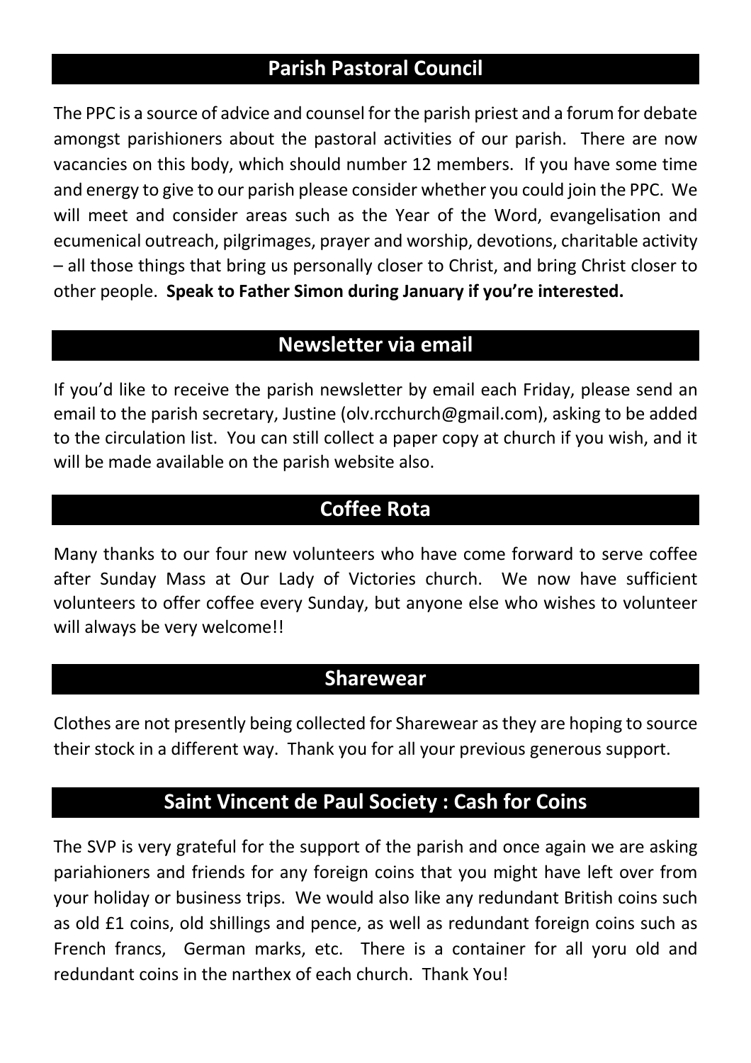## Parish Pastoral Council

The PPC is a source of advice and counsel for the parish priest and a forum for debate amongst parishioners about the pastoral activities of our parish. There are now vacancies on this body, which should number 12 members. If you have some time and energy to give to our parish please consider whether you could join the PPC. We will meet and consider areas such as the Year of the Word, evangelisation and ecumenical outreach, pilgrimages, prayer and worship, devotions, charitable activity – all those things that bring us personally closer to Christ, and bring Christ closer to other people. **Speak to Father Simon during January if you're interested.**

## Newsletter via email

If you'd like to receive the parish newsletter by email each Friday, please send an email to the parish secretary, Justine (olv.rcchurch@gmail.com), asking to be added to the circulation list. You can still collect a paper copy at church if you wish, and it will be made available on the parish website also.

## Coffee Rota

Many thanks to our four new volunteers who have come forward to serve coffee after Sunday Mass at Our Lady of Victories church. We now have sufficient volunteers to offer coffee every Sunday, but anyone else who wishes to volunteer will always be very welcome!!

## Sharewear

Clothes are not presently being collected for Sharewear as they are hoping to source their stock in a different way. Thank you for all your previous generous support.

## Saint Vincent de Paul Society : Cash for Coins

The SVP is very grateful for the support of the parish and once again we are asking pariahioners and friends for any foreign coins that you might have left over from your holiday or business trips. We would also like any redundant British coins such as old £1 coins, old shillings and pence, as well as redundant foreign coins such as French francs, German marks, etc. There is a container for all yoru old and redundant coins in the narthex of each church. Thank You!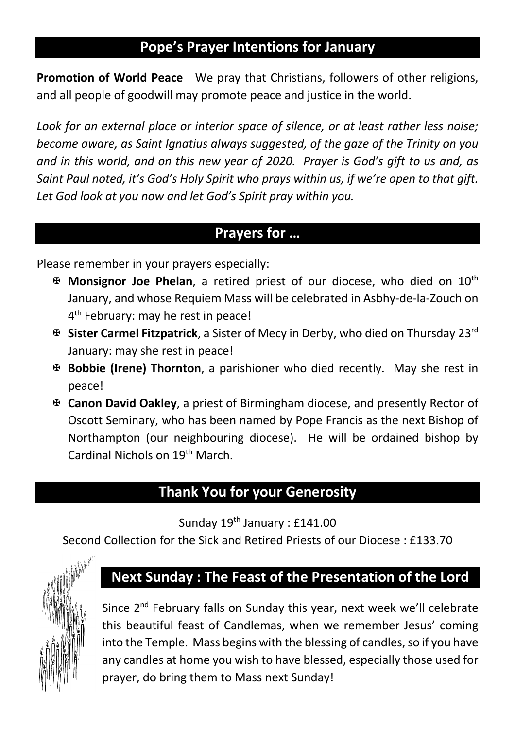## Pope's Prayer Intentions for January

**Promotion of World Peace** We pray that Christians, followers of other religions, and all people of goodwill may promote peace and justice in the world.

*Look for an external place or interior space of silence, or at least rather less noise; become aware, as Saint Ignatius always suggested, of the gaze of the Trinity on you and in this world, and on this new year of 2020. Prayer is God's gift to us and, as Saint Paul noted, it's God's Holy Spirit who prays within us, if we're open to that gift. Let God look at you now and let God's Spirit pray within you.*

## Prayers for …

Please remember in your prayers especially:

- ✠ **Monsignor Joe Phelan**, a retired priest of our diocese, who died on 10th January, and whose Requiem Mass will be celebrated in Asbhy-de-la-Zouch on 4th February: may he rest in peace!
- ✠ **Sister Carmel Fitzpatrick**, a Sister of Mecy in Derby, who died on Thursday 23rd January: may she rest in peace!
- ✠ **Bobbie (Irene) Thornton**, a parishioner who died recently. May she rest in peace!
- ✠ **Canon David Oakley**, a priest of Birmingham diocese, and presently Rector of Oscott Seminary, who has been named by Pope Francis as the next Bishop of Northampton (our neighbouring diocese). He will be ordained bishop by Cardinal Nichols on 19th March.

## Thank You for your Generosity

Sunday 19th January : £141.00

Second Collection for the Sick and Retired Priests of our Diocese : £133.70

## Next Sunday : The Feast of the Presentation of the Lord

Since 2nd February falls on Sunday this year, next week we'll celebrate this beautiful feast of Candlemas, when we remember Jesus' coming into the Temple. Mass begins with the blessing of candles, so if you have any candles at home you wish to have blessed, especially those used for prayer, do bring them to Mass next Sunday!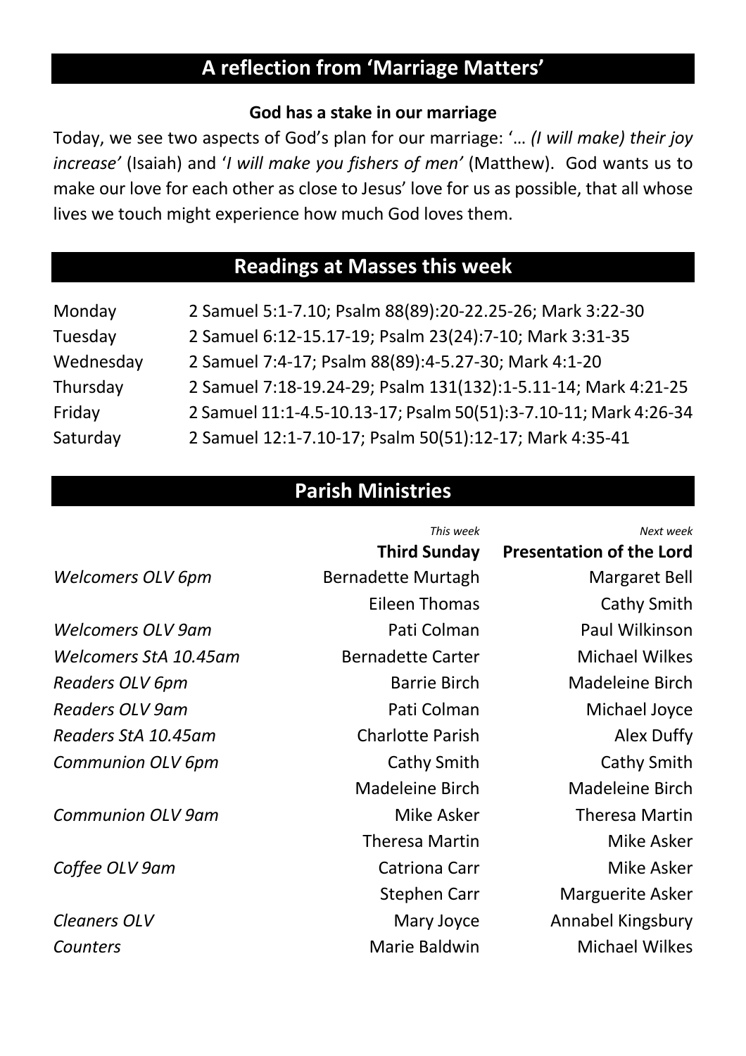## A reflection from 'Marriage Matters'

**God has a stake in our marriage**

Today, we see two aspects of God's plan for our marriage: '… *(I will make) their joy increase'* (Isaiah) and '*I will make you fishers of men'* (Matthew). God wants us to make our love for each other as close to Jesus' love for us as possible, that all whose lives we touch might experience how much God loves them.

## Readings at Masses this week

| | |
|---|---|
| Monday | 2 Samuel 5:1-7.10; Psalm 88(89):20-22.25-26; Mark 3:22-30 |
| Tuesday | 2 Samuel 6:12-15.17-19; Psalm 23(24):7-10; Mark 3:31-35 |
| Wednesday | 2 Samuel 7:4-17; Psalm 88(89):4-5.27-30; Mark 4:1-20 |
| Thursday | 2 Samuel 7:18-19.24-29; Psalm 131(132):1-5.11-14; Mark 4:21-25 |
| Friday | 2 Samuel 11:1-4.5-10.13-17; Psalm 50(51):3-7.10-11; Mark 4:26-34 |
| Saturday | 2 Samuel 12:1-7.10-17; Psalm 50(51):12-17; Mark 4:35-41 |

## Parish Ministries

| | *This week* | *Next week* |
|---|---|---|
| | **Third Sunday** | **Presentation of the Lord** |
| *Welcomers OLV 6pm* | Bernadette Murtagh | Margaret Bell |
| | Eileen Thomas | Cathy Smith |
| *Welcomers OLV 9am* | Pati Colman | Paul Wilkinson |
| *Welcomers StA 10.45am* | Bernadette Carter | Michael Wilkes |
| *Readers OLV 6pm* | Barrie Birch | Madeleine Birch |
| *Readers OLV 9am* | Pati Colman | Michael Joyce |
| *Readers StA 10.45am* | Charlotte Parish | Alex Duffy |
| *Communion OLV 6pm* | Cathy Smith | Cathy Smith |
| | Madeleine Birch | Madeleine Birch |
| *Communion OLV 9am* | Mike Asker | Theresa Martin |
| | Theresa Martin | Mike Asker |
| *Coffee OLV 9am* | Catriona Carr | Mike Asker |
| | Stephen Carr | Marguerite Asker |
| *Cleaners OLV* | Mary Joyce | Annabel Kingsbury |
| *Counters* | Marie Baldwin | Michael Wilkes |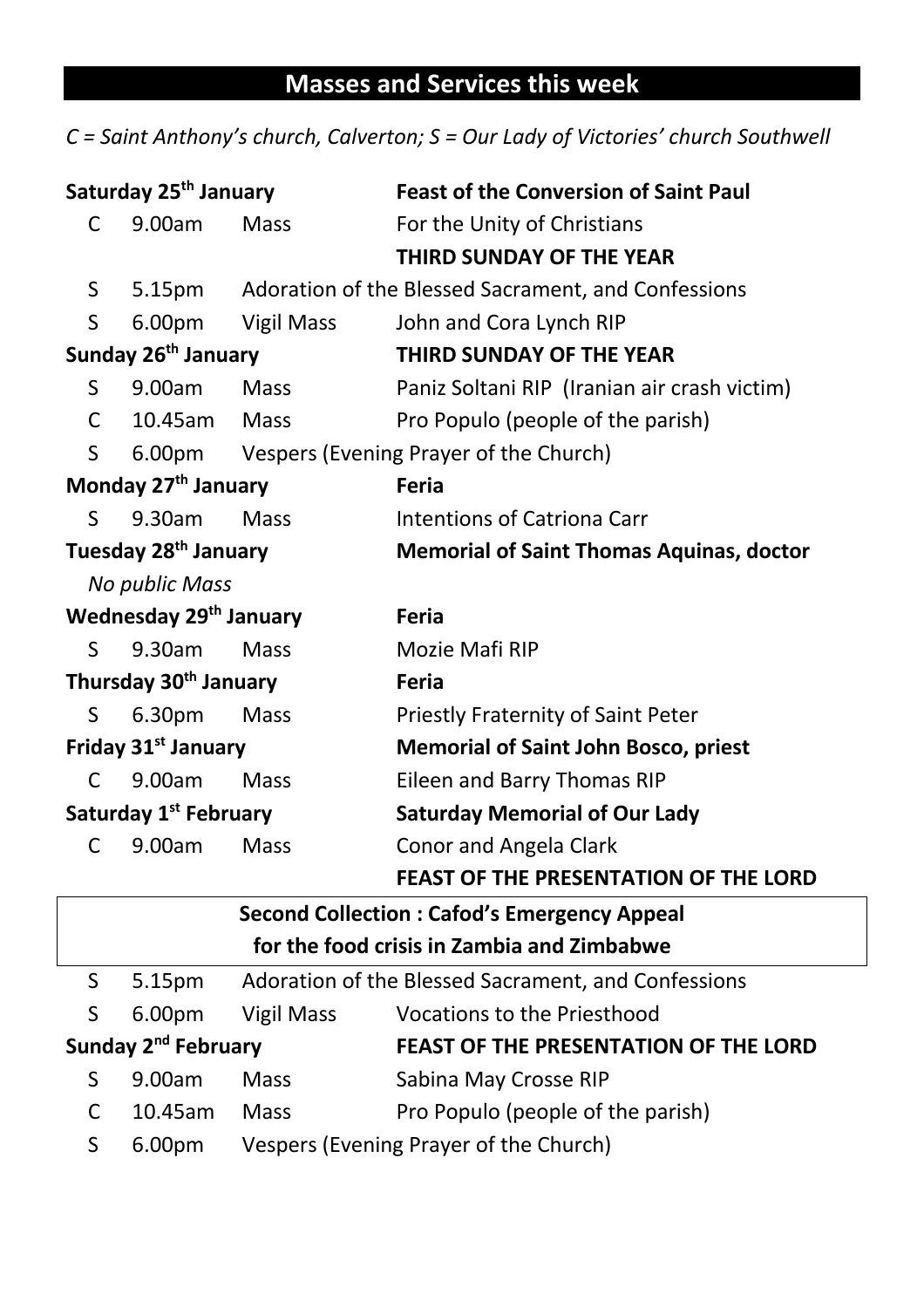## Masses and Services this week

*C = Saint Anthony's church, Calverton; S = Our Lady of Victories' church Southwell*

| | | | |
|---|---|---|---|
| **Saturday 25th January** | | | **Feast of the Conversion of Saint Paul** |
| C | 9.00am | Mass | For the Unity of Christians |
| | | | **THIRD SUNDAY OF THE YEAR** |
| S | 5.15pm | Adoration of the Blessed Sacrament, and Confessions | |
| S | 6.00pm | Vigil Mass | John and Cora Lynch RIP |
| **Sunday 26th January** | | | **THIRD SUNDAY OF THE YEAR** |
| S | 9.00am | Mass | Paniz Soltani RIP (Iranian air crash victim) |
| C | 10.45am | Mass | Pro Populo (people of the parish) |
| S | 6.00pm | Vespers (Evening Prayer of the Church) | |
| **Monday 27th January** | | | **Feria** |
| S | 9.30am | Mass | Intentions of Catriona Carr |
| **Tuesday 28th January** | | | **Memorial of Saint Thomas Aquinas, doctor** |
| *No public Mass* | | | |
| **Wednesday 29th January** | | | **Feria** |
| S | 9.30am | Mass | Mozie Mafi RIP |
| **Thursday 30th January** | | | **Feria** |
| S | 6.30pm | Mass | Priestly Fraternity of Saint Peter |
| **Friday 31st January** | | | **Memorial of Saint John Bosco, priest** |
| C | 9.00am | Mass | Eileen and Barry Thomas RIP |
| **Saturday 1st February** | | | **Saturday Memorial of Our Lady** |
| C | 9.00am | Mass | Conor and Angela Clark |
| | | | **FEAST OF THE PRESENTATION OF THE LORD** |

**Second Collection : Cafod's Emergency Appeal for the food crisis in Zambia and Zimbabwe**

| | | | |
|---|---|---|---|
| S | 5.15pm | Adoration of the Blessed Sacrament, and Confessions | |
| S | 6.00pm | Vigil Mass | Vocations to the Priesthood |
| **Sunday 2nd February** | | | **FEAST OF THE PRESENTATION OF THE LORD** |
| S | 9.00am | Mass | Sabina May Crosse RIP |
| C | 10.45am | Mass | Pro Populo (people of the parish) |
| S | 6.00pm | Vespers (Evening Prayer of the Church) | |